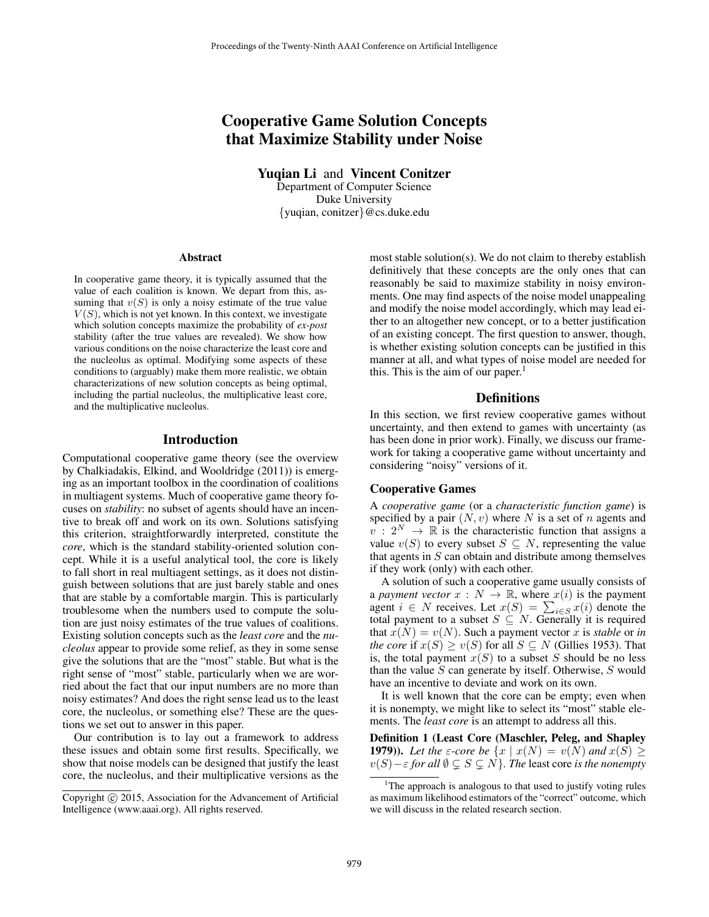# Cooperative Game Solution Concepts that Maximize Stability under Noise

**Yuqian Li** and **Vincent Conitzer**
Department of Computer Science
Duke University
{yuqian, conitzer}@cs.duke.edu

## Abstract

In cooperative game theory, it is typically assumed that the value of each coalition is known. We depart from this, assuming that $v(S)$ is only a noisy estimate of the true value $V(S)$, which is not yet known. In this context, we investigate which solution concepts maximize the probability of *ex-post* stability (after the true values are revealed). We show how various conditions on the noise characterize the least core and the nucleolus as optimal. Modifying some aspects of these conditions to (arguably) make them more realistic, we obtain characterizations of new solution concepts as being optimal, including the partial nucleolus, the multiplicative least core, and the multiplicative nucleolus.

## Introduction

Computational cooperative game theory (see the overview by Chalkiadakis, Elkind, and Wooldridge (2011)) is emerging as an important toolbox in the coordination of coalitions in multiagent systems. Much of cooperative game theory focuses on *stability*: no subset of agents should have an incentive to break off and work on its own. Solutions satisfying this criterion, straightforwardly interpreted, constitute the *core*, which is the standard stability-oriented solution concept. While it is a useful analytical tool, the core is likely to fall short in real multiagent settings, as it does not distinguish between solutions that are just barely stable and ones that are stable by a comfortable margin. This is particularly troublesome when the numbers used to compute the solution are just noisy estimates of the true values of coalitions. Existing solution concepts such as the *least core* and the *nucleolus* appear to provide some relief, as they in some sense give the solutions that are the "most" stable. But what is the right sense of "most" stable, particularly when we are worried about the fact that our input numbers are no more than noisy estimates? And does the right sense lead us to the least core, the nucleolus, or something else? These are the questions we set out to answer in this paper.

Our contribution is to lay out a framework to address these issues and obtain some first results. Specifically, we show that noise models can be designed that justify the least core, the nucleolus, and their multiplicative versions as the most stable solution(s). We do not claim to thereby establish definitively that these concepts are the only ones that can reasonably be said to maximize stability in noisy environments. One may find aspects of the noise model unappealing and modify the noise model accordingly, which may lead either to an altogether new concept, or to a better justification of an existing concept. The first question to answer, though, is whether existing solution concepts can be justified in this manner at all, and what types of noise model are needed for this. This is the aim of our paper.[1]

## Definitions

In this section, we first review cooperative games without uncertainty, and then extend to games with uncertainty (as has been done in prior work). Finally, we discuss our framework for taking a cooperative game without uncertainty and considering "noisy" versions of it.

### Cooperative Games

A *cooperative game* (or a *characteristic function game*) is specified by a pair $(N, v)$ where $N$ is a set of $n$ agents and $v : 2^N \to \mathbb{R}$ is the characteristic function that assigns a value $v(S)$ to every subset $S \subseteq N$, representing the value that agents in $S$ can obtain and distribute among themselves if they work (only) with each other.

A solution of such a cooperative game usually consists of a *payment vector* $x : N \to \mathbb{R}$, where $x(i)$ is the payment agent $i \in N$ receives. Let $x(S) = \sum_{i \in S} x(i)$ denote the total payment to a subset $S \subseteq N$. Generally it is required that $x(N) = v(N)$. Such a payment vector $x$ is *stable* or *in the core* if $x(S) \geq v(S)$ for all $S \subseteq N$ (Gillies 1953). That is, the total payment $x(S)$ to a subset $S$ should be no less than the value $S$ can generate by itself. Otherwise, $S$ would have an incentive to deviate and work on its own.

It is well known that the core can be empty; even when it is nonempty, we might like to select its "most" stable elements. The *least core* is an attempt to address all this.

**Definition 1 (Least Core (Maschler, Peleg, and Shapley 1979)).** *Let the $\varepsilon$-core be $\{x \mid x(N) = v(N)$ and $x(S) \geq v(S) - \varepsilon$ for all $\emptyset \subsetneq S \subsetneq N\}$. The* least core *is the nonempty*

[1] The approach is analogous to that used to justify voting rules as maximum likelihood estimators of the "correct" outcome, which we will discuss in the related research section.

Copyright © 2015, Association for the Advancement of Artificial Intelligence (www.aaai.org). All rights reserved.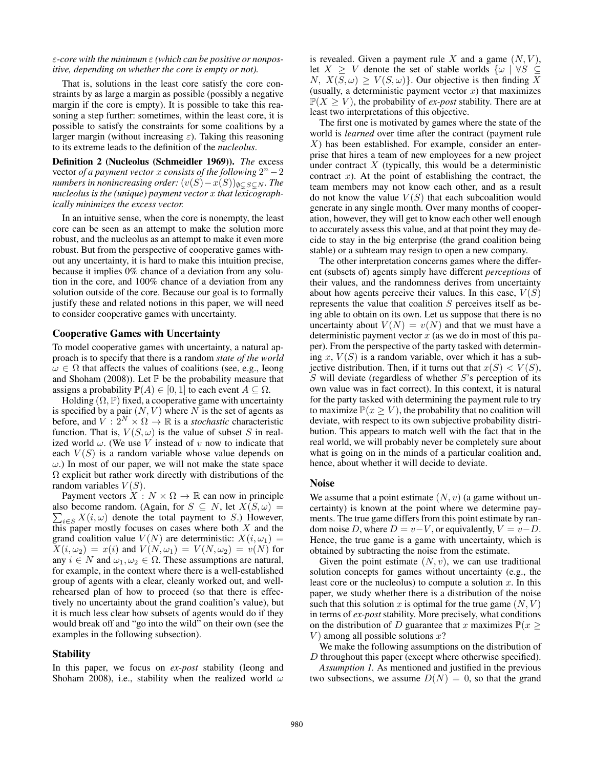*ε-core with the minimum ε (which can be positive or nonpositive, depending on whether the core is empty or not).*

That is, solutions in the least core satisfy the core constraints by as large a margin as possible (possibly a negative margin if the core is empty). It is possible to take this reasoning a step further: sometimes, within the least core, it is possible to satisfy the constraints for some coalitions by a larger margin (without increasing $\varepsilon$). Taking this reasoning to its extreme leads to the definition of the *nucleolus*.

**Definition 2 (Nucleolus (Schmeidler 1969)).** *The* excess vector *of a payment vector $x$ consists of the following $2^n - 2$ numbers in nonincreasing order: $(v(S)-x(S))_{\emptyset \subsetneq S \subsetneq N}$. The nucleolus is the (unique) payment vector $x$ that lexicographically minimizes the excess vector.*

In an intuitive sense, when the core is nonempty, the least core can be seen as an attempt to make the solution more robust, and the nucleolus as an attempt to make it even more robust. But from the perspective of cooperative games without any uncertainty, it is hard to make this intuition precise, because it implies 0% chance of a deviation from any solution in the core, and 100% chance of a deviation from any solution outside of the core. Because our goal is to formally justify these and related notions in this paper, we will need to consider cooperative games with uncertainty.

## Cooperative Games with Uncertainty

To model cooperative games with uncertainty, a natural approach is to specify that there is a random *state of the world* $\omega \in \Omega$ that affects the values of coalitions (see, e.g., Ieong and Shoham (2008)). Let $\mathbb{P}$ be the probability measure that assigns a probability $\mathbb{P}(A) \in [0,1]$ to each event $A \subseteq \Omega$.

Holding $(\Omega, \mathbb{P})$ fixed, a cooperative game with uncertainty is specified by a pair $(N, V)$ where $N$ is the set of agents as before, and $V : 2^N \times \Omega \to \mathbb{R}$ is a *stochastic* characteristic function. That is, $V(S, \omega)$ is the value of subset $S$ in realized world $\omega$. (We use $V$ instead of $v$ now to indicate that each $V(S)$ is a random variable whose value depends on $\omega$.) In most of our paper, we will not make the state space $\Omega$ explicit but rather work directly with distributions of the random variables $V(S)$.

Payment vectors $X : N \times \Omega \to \mathbb{R}$ can now in principle also become random. (Again, for $S \subseteq N$, let $X(S, \omega) = \sum_{i \in S} X(i, \omega)$ denote the total payment to $S$.) However, this paper mostly focuses on cases where both $X$ and the grand coalition value $V(N)$ are deterministic: $X(i, \omega_1) = X(i, \omega_2) = x(i)$ and $V(N, \omega_1) = V(N, \omega_2) = v(N)$ for any $i \in N$ and $\omega_1, \omega_2 \in \Omega$. These assumptions are natural, for example, in the context where there is a well-established group of agents with a clear, cleanly worked out, and well-rehearsed plan of how to proceed (so that there is effectively no uncertainty about the grand coalition's value), but it is much less clear how subsets of agents would do if they would break off and "go into the wild" on their own (see the examples in the following subsection).

## Stability

In this paper, we focus on *ex-post* stability (Ieong and Shoham 2008), i.e., stability when the realized world $\omega$ is revealed. Given a payment rule $X$ and a game $(N, V)$, let $X \geq V$ denote the set of stable worlds $\{\omega \mid \forall S \subseteq N,\ X(S, \omega) \geq V(S, \omega)\}$. Our objective is then finding $X$ (usually, a deterministic payment vector $x$) that maximizes $\mathbb{P}(X \geq V)$, the probability of *ex-post* stability. There are at least two interpretations of this objective.

The first one is motivated by games where the state of the world is *learned* over time after the contract (payment rule $X$) has been established. For example, consider an enterprise that hires a team of new employees for a new project under contract $X$ (typically, this would be a deterministic contract $x$). At the point of establishing the contract, the team members may not know each other, and as a result do not know the value $V(S)$ that each subcoalition would generate in any single month. Over many months of cooperation, however, they will get to know each other well enough to accurately assess this value, and at that point they may decide to stay in the big enterprise (the grand coalition being stable) or a subteam may resign to open a new company.

The other interpretation concerns games where the different (subsets of) agents simply have different *perceptions* of their values, and the randomness derives from uncertainty about how agents perceive their values. In this case, $V(S)$ represents the value that coalition $S$ perceives itself as being able to obtain on its own. Let us suppose that there is no uncertainty about $V(N) = v(N)$ and that we must have a deterministic payment vector $x$ (as we do in most of this paper). From the perspective of the party tasked with determining $x$, $V(S)$ is a random variable, over which it has a subjective distribution. Then, if it turns out that $x(S) < V(S)$, $S$ will deviate (regardless of whether $S$'s perception of its own value was in fact correct). In this context, it is natural for the party tasked with determining the payment rule to try to maximize $\mathbb{P}(x \geq V)$, the probability that no coalition will deviate, with respect to its own subjective probability distribution. This appears to match well with the fact that in the real world, we will probably never be completely sure about what is going on in the minds of a particular coalition and, hence, about whether it will decide to deviate.

## Noise

We assume that a point estimate $(N, v)$ (a game without uncertainty) is known at the point where we determine payments. The true game differs from this point estimate by random noise $D$, where $D = v - V$, or equivalently, $V = v - D$. Hence, the true game is a game with uncertainty, which is obtained by subtracting the noise from the estimate.

Given the point estimate $(N, v)$, we can use traditional solution concepts for games without uncertainty (e.g., the least core or the nucleolus) to compute a solution $x$. In this paper, we study whether there is a distribution of the noise such that this solution $x$ is optimal for the true game $(N, V)$ in terms of *ex-post* stability. More precisely, what conditions on the distribution of $D$ guarantee that $x$ maximizes $\mathbb{P}(x \geq V)$ among all possible solutions $x$?

We make the following assumptions on the distribution of $D$ throughout this paper (except where otherwise specified).

*Assumption 1.* As mentioned and justified in the previous two subsections, we assume $D(N) = 0$, so that the grand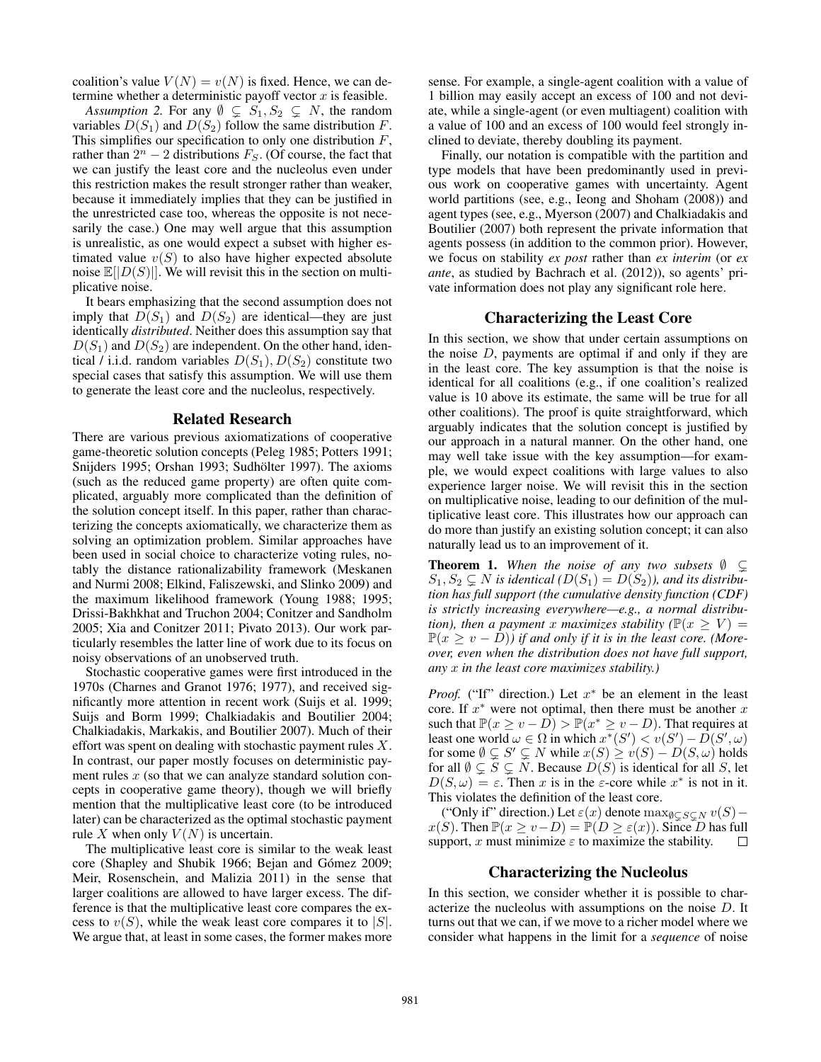coalition's value $V(N) = v(N)$ is fixed. Hence, we can determine whether a deterministic payoff vector $x$ is feasible.

*Assumption 2.* For any $\emptyset \subsetneq S_1, S_2 \subsetneq N$, the random variables $D(S_1)$ and $D(S_2)$ follow the same distribution $F$. This simplifies our specification to only one distribution $F$, rather than $2^n - 2$ distributions $F_S$. (Of course, the fact that we can justify the least core and the nucleolus even under this restriction makes the result stronger rather than weaker, because it immediately implies that they can be justified in the unrestricted case too, whereas the opposite is not necessarily the case.) One may well argue that this assumption is unrealistic, as one would expect a subset with higher estimated value $v(S)$ to also have higher expected absolute noise $\mathbb{E}[|D(S)|]$. We will revisit this in the section on multiplicative noise.

It bears emphasizing that the second assumption does not imply that $D(S_1)$ and $D(S_2)$ are identical—they are just identically *distributed*. Neither does this assumption say that $D(S_1)$ and $D(S_2)$ are independent. On the other hand, identical / i.i.d. random variables $D(S_1), D(S_2)$ constitute two special cases that satisfy this assumption. We will use them to generate the least core and the nucleolus, respectively.

## Related Research

There are various previous axiomatizations of cooperative game-theoretic solution concepts (Peleg 1985; Potters 1991; Snijders 1995; Orshan 1993; Sudhölter 1997). The axioms (such as the reduced game property) are often quite complicated, arguably more complicated than the definition of the solution concept itself. In this paper, rather than characterizing the concepts axiomatically, we characterize them as solving an optimization problem. Similar approaches have been used in social choice to characterize voting rules, notably the distance rationalizability framework (Meskanen and Nurmi 2008; Elkind, Faliszewski, and Slinko 2009) and the maximum likelihood framework (Young 1988; 1995; Drissi-Bakhkhat and Truchon 2004; Conitzer and Sandholm 2005; Xia and Conitzer 2011; Pivato 2013). Our work particularly resembles the latter line of work due to its focus on noisy observations of an unobserved truth.

Stochastic cooperative games were first introduced in the 1970s (Charnes and Granot 1976; 1977), and received significantly more attention in recent work (Suijs et al. 1999; Suijs and Borm 1999; Chalkiadakis and Boutilier 2004; Chalkiadakis, Markakis, and Boutilier 2007). Much of their effort was spent on dealing with stochastic payment rules $X$. In contrast, our paper mostly focuses on deterministic payment rules $x$ (so that we can analyze standard solution concepts in cooperative game theory), though we will briefly mention that the multiplicative least core (to be introduced later) can be characterized as the optimal stochastic payment rule $X$ when only $V(N)$ is uncertain.

The multiplicative least core is similar to the weak least core (Shapley and Shubik 1966; Bejan and Gómez 2009; Meir, Rosenschein, and Malizia 2011) in the sense that larger coalitions are allowed to have larger excess. The difference is that the multiplicative least core compares the excess to $v(S)$, while the weak least core compares it to $|S|$. We argue that, at least in some cases, the former makes more sense. For example, a single-agent coalition with a value of 1 billion may easily accept an excess of 100 and not deviate, while a single-agent (or even multiagent) coalition with a value of 100 and an excess of 100 would feel strongly inclined to deviate, thereby doubling its payment.

Finally, our notation is compatible with the partition and type models that have been predominantly used in previous work on cooperative games with uncertainty. Agent world partitions (see, e.g., Ieong and Shoham (2008)) and agent types (see, e.g., Myerson (2007) and Chalkiadakis and Boutilier (2007) both represent the private information that agents possess (in addition to the common prior). However, we focus on stability *ex post* rather than *ex interim* (or *ex ante*, as studied by Bachrach et al. (2012)), so agents' private information does not play any significant role here.

## Characterizing the Least Core

In this section, we show that under certain assumptions on the noise $D$, payments are optimal if and only if they are in the least core. The key assumption is that the noise is identical for all coalitions (e.g., if one coalition's realized value is 10 above its estimate, the same will be true for all other coalitions). The proof is quite straightforward, which arguably indicates that the solution concept is justified by our approach in a natural manner. On the other hand, one may well take issue with the key assumption—for example, we would expect coalitions with large values to also experience larger noise. We will revisit this in the section on multiplicative noise, leading to our definition of the multiplicative least core. This illustrates how our approach can do more than justify an existing solution concept; it can also naturally lead us to an improvement of it.

**Theorem 1.** *When the noise of any two subsets $\emptyset \subsetneq S_1, S_2 \subsetneq N$ is identical ($D(S_1) = D(S_2)$), and its distribution has full support (the cumulative density function (CDF) is strictly increasing everywhere—e.g., a normal distribution), then a payment $x$ maximizes stability ($\mathbb{P}(x \geq V) = \mathbb{P}(x \geq v - D)$) if and only if it is in the least core. (Moreover, even when the distribution does not have full support, any $x$ in the least core maximizes stability.)*

*Proof.* ("If" direction.) Let $x^*$ be an element in the least core. If $x^*$ were not optimal, then there must be another $x$ such that $\mathbb{P}(x \geq v - D) > \mathbb{P}(x^* \geq v - D)$. That requires at least one world $\omega \in \Omega$ in which $x^*(S') < v(S') - D(S', \omega)$ for some $\emptyset \subsetneq S' \subsetneq N$ while $x(S) \geq v(S) - D(S, \omega)$ holds for all $\emptyset \subsetneq S \subsetneq N$. Because $D(S)$ is identical for all $S$, let $D(S, \omega) = \varepsilon$. Then $x$ is in the $\varepsilon$-core while $x^*$ is not in it. This violates the definition of the least core.

("Only if" direction.) Let $\varepsilon(x)$ denote $\max_{\emptyset \subsetneq S \subsetneq N} v(S) - x(S)$. Then $\mathbb{P}(x \geq v - D) = \mathbb{P}(D \geq \varepsilon(x))$. Since $D$ has full support, $x$ must minimize $\varepsilon$ to maximize the stability. $\square$

## Characterizing the Nucleolus

In this section, we consider whether it is possible to characterize the nucleolus with assumptions on the noise $D$. It turns out that we can, if we move to a richer model where we consider what happens in the limit for a *sequence* of noise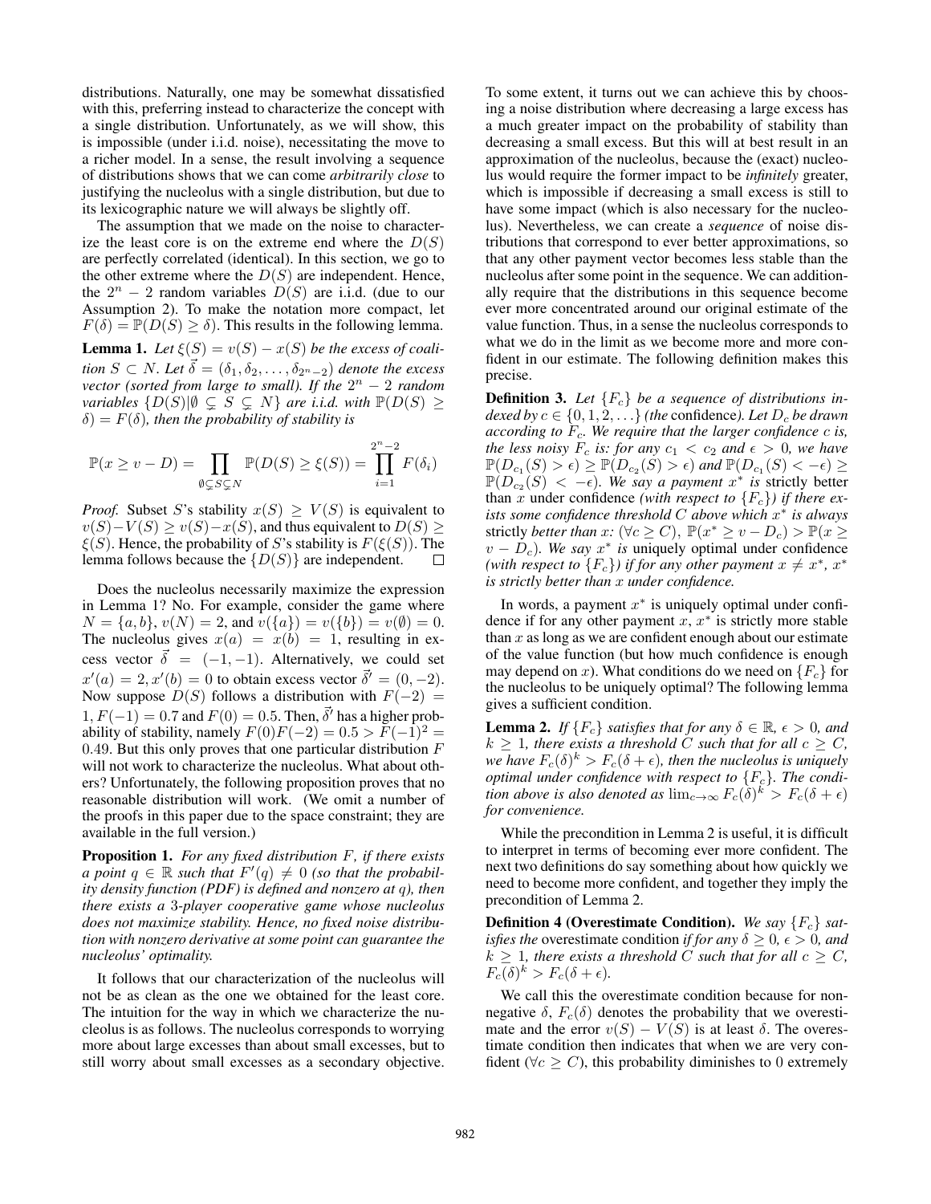distributions. Naturally, one may be somewhat dissatisfied with this, preferring instead to characterize the concept with a single distribution. Unfortunately, as we will show, this is impossible (under i.i.d. noise), necessitating the move to a richer model. In a sense, the result involving a sequence of distributions shows that we can come *arbitrarily close* to justifying the nucleolus with a single distribution, but due to its lexicographic nature we will always be slightly off.

The assumption that we made on the noise to characterize the least core is on the extreme end where the $D(S)$ are perfectly correlated (identical). In this section, we go to the other extreme where the $D(S)$ are independent. Hence, the $2^n - 2$ random variables $D(S)$ are i.i.d. (due to our Assumption 2). To make the notation more compact, let $F(\delta) = \mathbb{P}(D(S) \geq \delta)$. This results in the following lemma.

**Lemma 1.** *Let $\xi(S) = v(S) - x(S)$ be the excess of coalition $S \subset N$. Let $\vec{\delta} = (\delta_1, \delta_2, \ldots, \delta_{2^n-2})$ denote the excess vector (sorted from large to small). If the $2^n - 2$ random variables $\{D(S) | \emptyset \subsetneq S \subsetneq N\}$ are i.i.d. with $\mathbb{P}(D(S) \geq \delta) = F(\delta)$, then the probability of stability is*

$$\mathbb{P}(x \geq v - D) = \prod_{\emptyset \subsetneq S \subsetneq N} \mathbb{P}(D(S) \geq \xi(S)) = \prod_{i=1}^{2^n-2} F(\delta_i)$$

*Proof.* Subset $S$'s stability $x(S) \geq V(S)$ is equivalent to $v(S) - V(S) \geq v(S) - x(S)$, and thus equivalent to $D(S) \geq \xi(S)$. Hence, the probability of $S$'s stability is $F(\xi(S))$. The lemma follows because the $\{D(S)\}$ are independent. $\square$

Does the nucleolus necessarily maximize the expression in Lemma 1? No. For example, consider the game where $N = \{a, b\}$, $v(N) = 2$, and $v(\{a\}) = v(\{b\}) = v(\emptyset) = 0$. The nucleolus gives $x(a) = x(b) = 1$, resulting in excess vector $\vec{\delta} = (-1, -1)$. Alternatively, we could set $x'(a) = 2, x'(b) = 0$ to obtain excess vector $\vec{\delta}' = (0, -2)$. Now suppose $D(S)$ follows a distribution with $F(-2) = 1, F(-1) = 0.7$ and $F(0) = 0.5$. Then, $\vec{\delta}'$ has a higher probability of stability, namely $F(0)F(-2) = 0.5 > F(-1)^2 = 0.49$. But this only proves that one particular distribution $F$ will not work to characterize the nucleolus. What about others? Unfortunately, the following proposition proves that no reasonable distribution will work. (We omit a number of the proofs in this paper due to the space constraint; they are available in the full version.)

**Proposition 1.** *For any fixed distribution $F$, if there exists a point $q \in \mathbb{R}$ such that $F'(q) \neq 0$ (so that the probability density function (PDF) is defined and nonzero at $q$), then there exists a 3-player cooperative game whose nucleolus does not maximize stability. Hence, no fixed noise distribution with nonzero derivative at some point can guarantee the nucleolus' optimality.*

It follows that our characterization of the nucleolus will not be as clean as the one we obtained for the least core. The intuition for the way in which we characterize the nucleolus is as follows. The nucleolus corresponds to worrying more about large excesses than about small excesses, but to still worry about small excesses as a secondary objective. To some extent, it turns out we can achieve this by choosing a noise distribution where decreasing a large excess has a much greater impact on the probability of stability than decreasing a small excess. But this will at best result in an approximation of the nucleolus, because the (exact) nucleolus would require the former impact to be *infinitely* greater, which is impossible if decreasing a small excess is still to have some impact (which is also necessary for the nucleolus). Nevertheless, we can create a *sequence* of noise distributions that correspond to ever better approximations, so that any other payment vector becomes less stable than the nucleolus after some point in the sequence. We can additionally require that the distributions in this sequence become ever more concentrated around our original estimate of the value function. Thus, in a sense the nucleolus corresponds to what we do in the limit as we become more and more confident in our estimate. The following definition makes this precise.

**Definition 3.** *Let $\{F_c\}$ be a sequence of distributions indexed by $c \in \{0, 1, 2, \ldots\}$ (the* confidence*). Let $D_c$ be drawn according to $F_c$. We require that the larger confidence $c$ is, the less noisy $F_c$ is: for any $c_1 < c_2$ and $\epsilon > 0$, we have $\mathbb{P}(D_{c_1}(S) > \epsilon) \geq \mathbb{P}(D_{c_2}(S) > \epsilon)$ and $\mathbb{P}(D_{c_1}(S) < -\epsilon) \geq \mathbb{P}(D_{c_2}(S) < -\epsilon)$. We say a payment $x^*$ is* strictly better *than $x$ under confidence (with respect to $\{F_c\}$) if there exists some confidence threshold $C$ above which $x^*$ is always* strictly *better than $x$: $(\forall c \geq C)$, $\mathbb{P}(x^* \geq v - D_c) > \mathbb{P}(x \geq v - D_c)$. We say $x^*$ is* uniquely optimal under confidence *(with respect to $\{F_c\}$) if for any other payment $x \neq x^*$, $x^*$ is strictly better than $x$ under confidence.*

In words, a payment $x^*$ is uniquely optimal under confidence if for any other payment $x$, $x^*$ is strictly more stable than $x$ as long as we are confident enough about our estimate of the value function (but how much confidence is enough may depend on $x$). What conditions do we need on $\{F_c\}$ for the nucleolus to be uniquely optimal? The following lemma gives a sufficient condition.

**Lemma 2.** *If $\{F_c\}$ satisfies that for any $\delta \in \mathbb{R}$, $\epsilon > 0$, and $k \geq 1$, there exists a threshold $C$ such that for all $c \geq C$, we have $F_c(\delta)^k > F_c(\delta + \epsilon)$, then the nucleolus is uniquely optimal under confidence with respect to $\{F_c\}$. The condition above is also denoted as $\lim_{c \to \infty} F_c(\delta)^k > F_c(\delta + \epsilon)$ for convenience.*

While the precondition in Lemma 2 is useful, it is difficult to interpret in terms of becoming ever more confident. The next two definitions do say something about how quickly we need to become more confident, and together they imply the precondition of Lemma 2.

**Definition 4 (Overestimate Condition).** *We say $\{F_c\}$ satisfies the* overestimate condition *if for any $\delta \geq 0$, $\epsilon > 0$, and $k \geq 1$, there exists a threshold $C$ such that for all $c \geq C$, $F_c(\delta)^k > F_c(\delta + \epsilon)$.*

We call this the overestimate condition because for nonnegative $\delta$, $F_c(\delta)$ denotes the probability that we overestimate and the error $v(S) - V(S)$ is at least $\delta$. The overestimate condition then indicates that when we are very confident $(\forall c \geq C)$, this probability diminishes to 0 extremely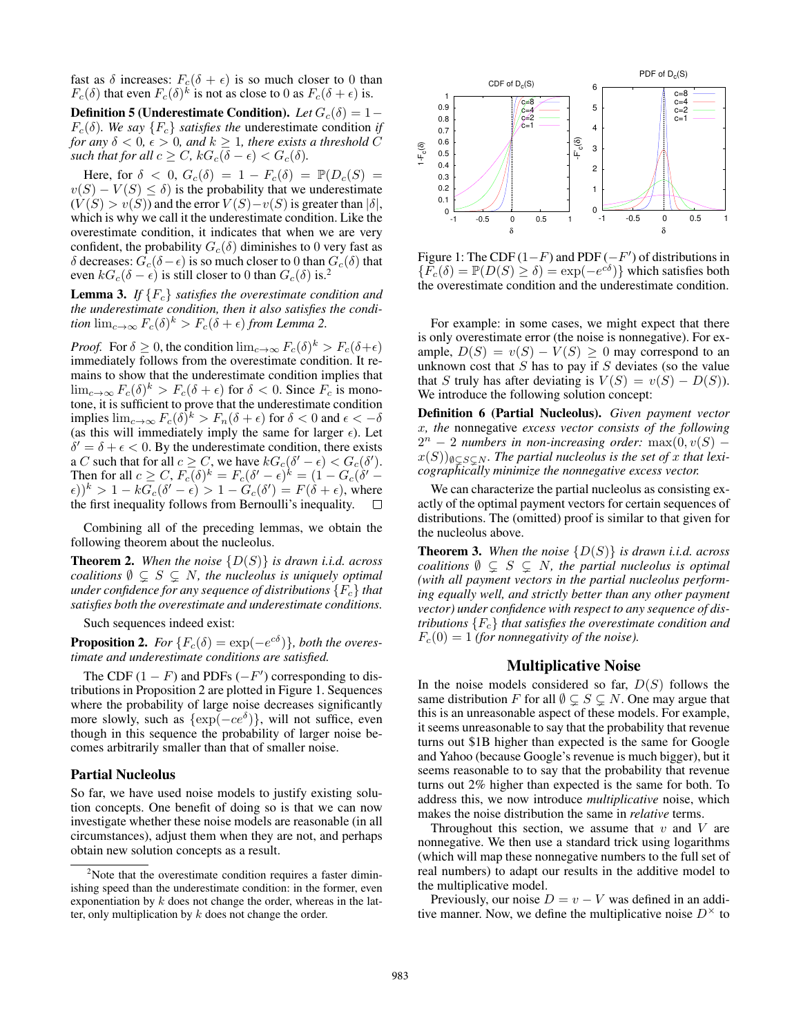fast as $\delta$ increases: $F_c(\delta + \epsilon)$ is so much closer to 0 than $F_c(\delta)$ that even $F_c(\delta)^k$ is not as close to 0 as $F_c(\delta + \epsilon)$ is.

**Definition 5 (Underestimate Condition).** *Let $G_c(\delta) = 1 - F_c(\delta)$. We say $\{F_c\}$ satisfies the* underestimate condition *if for any $\delta < 0$, $\epsilon > 0$, and $k \geq 1$, there exists a threshold $C$ such that for all $c \geq C$, $kG_c(\delta - \epsilon) < G_c(\delta)$.*

Here, for $\delta < 0$, $G_c(\delta) = 1 - F_c(\delta) = \mathbb{P}(D_c(S) = v(S) - V(S) \leq \delta)$ is the probability that we underestimate ($V(S) > v(S)$) and the error $V(S) - v(S)$ is greater than $|\delta|$, which is why we call it the underestimate condition. Like the overestimate condition, it indicates that when we are very confident, the probability $G_c(\delta)$ diminishes to 0 very fast as $\delta$ decreases: $G_c(\delta - \epsilon)$ is so much closer to 0 than $G_c(\delta)$ that even $kG_c(\delta - \epsilon)$ is still closer to 0 than $G_c(\delta)$ is.[2]

**Lemma 3.** *If $\{F_c\}$ satisfies the overestimate condition and the underestimate condition, then it also satisfies the condition $\lim_{c\to\infty} F_c(\delta)^k > F_c(\delta + \epsilon)$ from Lemma 2.*

*Proof.* For $\delta \geq 0$, the condition $\lim_{c\to\infty} F_c(\delta)^k > F_c(\delta+\epsilon)$ immediately follows from the overestimate condition. It remains to show that the underestimate condition implies that $\lim_{c\to\infty} F_c(\delta)^k > F_c(\delta + \epsilon)$ for $\delta < 0$. Since $F_c$ is monotone, it is sufficient to prove that the underestimate condition implies $\lim_{c\to\infty} F_c(\delta)^k > F_n(\delta + \epsilon)$ for $\delta < 0$ and $\epsilon < -\delta$ (as this will immediately imply the same for larger $\epsilon$). Let $\delta' = \delta + \epsilon < 0$. By the underestimate condition, there exists a $C$ such that for all $c \geq C$, we have $kG_c(\delta' - \epsilon) < G_c(\delta')$. Then for all $c \geq C$, $F_c(\delta)^k = F_c(\delta' - \epsilon)^k = (1 - G_c(\delta' - \epsilon))^k > 1 - kG_c(\delta' - \epsilon) > 1 - G_c(\delta') = F(\delta + \epsilon)$, where the first inequality follows from Bernoulli's inequality. ☐

Combining all of the preceding lemmas, we obtain the following theorem about the nucleolus.

**Theorem 2.** *When the noise $\{D(S)\}$ is drawn i.i.d. across coalitions $\emptyset \subsetneq S \subsetneq N$, the nucleolus is uniquely optimal under confidence for any sequence of distributions $\{F_c\}$ that satisfies both the overestimate and underestimate conditions.*

Such sequences indeed exist:

**Proposition 2.** *For $\{F_c(\delta) = \exp(-e^{c\delta})\}$, both the overestimate and underestimate conditions are satisfied.*

The CDF $(1 - F)$ and PDFs $(-F')$ corresponding to distributions in Proposition 2 are plotted in Figure 1. Sequences where the probability of large noise decreases significantly more slowly, such as $\{\exp(-ce^{\delta})\}$, will not suffice, even though in this sequence the probability of larger noise becomes arbitrarily smaller than that of smaller noise.

### Partial Nucleolus

So far, we have used noise models to justify existing solution concepts. One benefit of doing so is that we can now investigate whether these noise models are reasonable (in all circumstances), adjust them when they are not, and perhaps obtain new solution concepts as a result.

Figure 1: The CDF $(1-F)$ and PDF $(-F')$ of distributions in $\{F_c(\delta) = \mathbb{P}(D(S) \geq \delta) = \exp(-e^{c\delta})\}$ which satisfies both the overestimate condition and the underestimate condition.

For example: in some cases, we might expect that there is only overestimate error (the noise is nonnegative). For example, $D(S) = v(S) - V(S) \geq 0$ may correspond to an unknown cost that $S$ has to pay if $S$ deviates (so the value that $S$ truly has after deviating is $V(S) = v(S) - D(S)$). We introduce the following solution concept:

**Definition 6 (Partial Nucleolus).** *Given payment vector $x$, the* nonnegative *excess vector consists of the following $2^n - 2$ numbers in non-increasing order: $\max(0, v(S) - x(S))_{\emptyset\subsetneq S\subsetneq N}$. The partial nucleolus is the set of $x$ that lexicographically minimize the nonnegative excess vector.*

We can characterize the partial nucleolus as consisting exactly of the optimal payment vectors for certain sequences of distributions. The (omitted) proof is similar to that given for the nucleolus above.

**Theorem 3.** *When the noise $\{D(S)\}$ is drawn i.i.d. across coalitions $\emptyset \subsetneq S \subsetneq N$, the partial nucleolus is optimal (with all payment vectors in the partial nucleolus performing equally well, and strictly better than any other payment vector) under confidence with respect to any sequence of distributions $\{F_c\}$ that satisfies the overestimate condition and $F_c(0) = 1$ (for nonnegativity of the noise).*

## Multiplicative Noise

In the noise models considered so far, $D(S)$ follows the same distribution $F$ for all $\emptyset \subsetneq S \subsetneq N$. One may argue that this is an unreasonable aspect of these models. For example, it seems unreasonable to say that the probability that revenue turns out \$1B higher than expected is the same for Google and Yahoo (because Google's revenue is much bigger), but it seems reasonable to to say that the probability that revenue turns out 2% higher than expected is the same for both. To address this, we now introduce *multiplicative* noise, which makes the noise distribution the same in *relative* terms.

Throughout this section, we assume that $v$ and $V$ are nonnegative. We then use a standard trick using logarithms (which will map these nonnegative numbers to the full set of real numbers) to adapt our results in the additive model to the multiplicative model.

Previously, our noise $D = v - V$ was defined in an additive manner. Now, we define the multiplicative noise $D^\times$ to

[2] Note that the overestimate condition requires a faster diminishing speed than the underestimate condition: in the former, even exponentiation by $k$ does not change the order, whereas in the latter, only multiplication by $k$ does not change the order.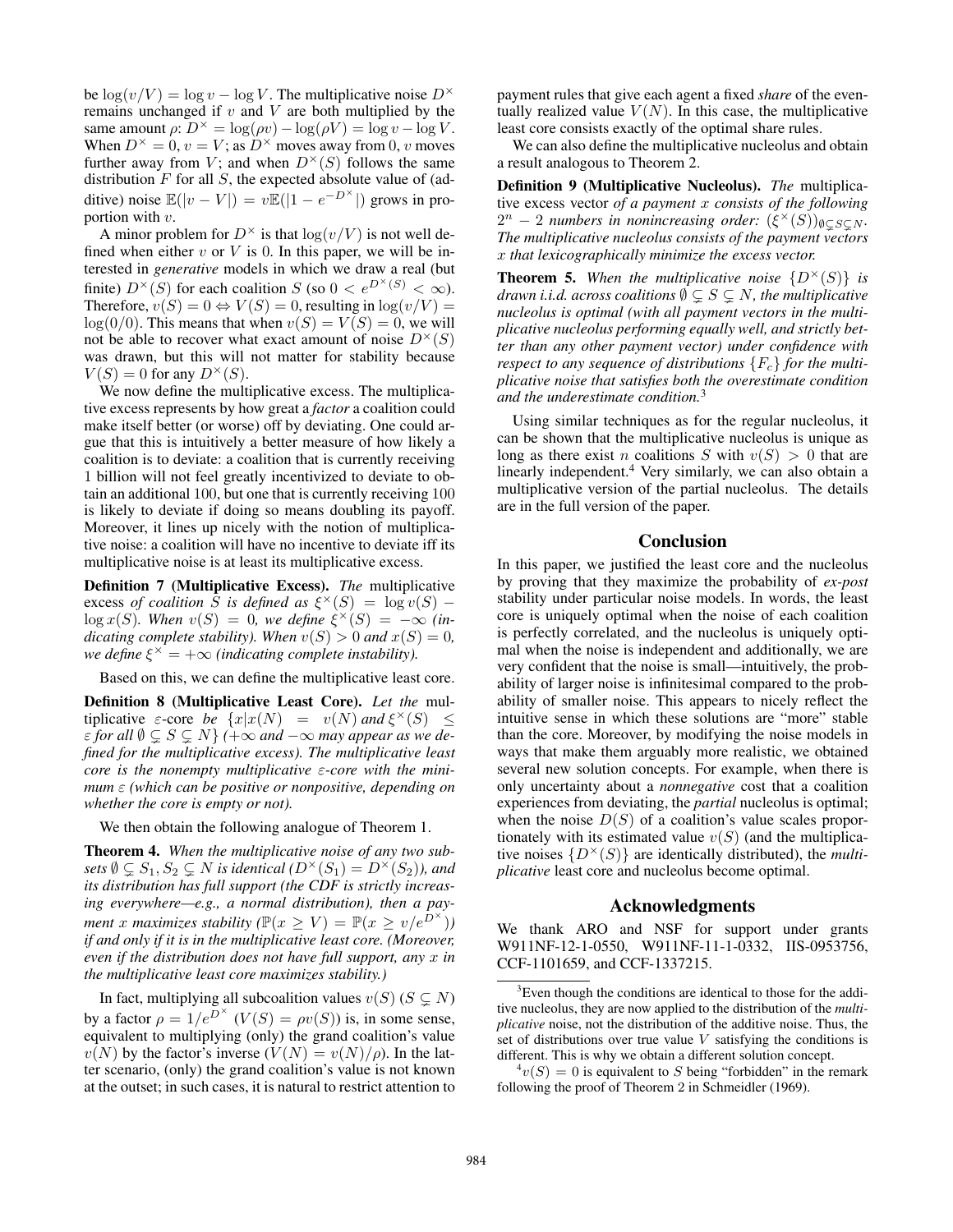be $\log(v/V) = \log v - \log V$. The multiplicative noise $D^\times$ remains unchanged if $v$ and $V$ are both multiplied by the same amount $\rho$: $D^\times = \log(\rho v) - \log(\rho V) = \log v - \log V$. When $D^\times = 0$, $v = V$; as $D^\times$ moves away from 0, $v$ moves further away from $V$; and when $D^\times(S)$ follows the same distribution $F$ for all $S$, the expected absolute value of (additive) noise $\mathbb{E}(|v - V|) = v\mathbb{E}(|1 - e^{-D^\times}|)$ grows in proportion with $v$.

A minor problem for $D^\times$ is that $\log(v/V)$ is not well defined when either $v$ or $V$ is 0. In this paper, we will be interested in *generative* models in which we draw a real (but finite) $D^\times(S)$ for each coalition $S$ (so $0 < e^{D^\times(S)} < \infty$). Therefore, $v(S) = 0 \Leftrightarrow V(S) = 0$, resulting in $\log(v/V) = \log(0/0)$. This means that when $v(S) = V(S) = 0$, we will not be able to recover what exact amount of noise $D^\times(S)$ was drawn, but this will not matter for stability because $V(S) = 0$ for any $D^\times(S)$.

We now define the multiplicative excess. The multiplicative excess represents by how great a *factor* a coalition could make itself better (or worse) off by deviating. One could argue that this is intuitively a better measure of how likely a coalition is to deviate: a coalition that is currently receiving 1 billion will not feel greatly incentivized to deviate to obtain an additional 100, but one that is currently receiving 100 is likely to deviate if doing so means doubling its payoff. Moreover, it lines up nicely with the notion of multiplicative noise: a coalition will have no incentive to deviate iff its multiplicative noise is at least its multiplicative excess.

**Definition 7 (Multiplicative Excess).** *The* multiplicative excess *of coalition $S$ is defined as $\xi^\times(S) = \log v(S) - \log x(S)$. When $v(S) = 0$, we define $\xi^\times(S) = -\infty$ (indicating complete stability). When $v(S) > 0$ and $x(S) = 0$, we define $\xi^\times = +\infty$ (indicating complete instability).*

Based on this, we can define the multiplicative least core.

**Definition 8 (Multiplicative Least Core).** *Let the* multiplicative $\varepsilon$-core *be $\{x | x(N) = v(N)$ and $\xi^\times(S) \leq \varepsilon$ for all $\emptyset \subsetneq S \subsetneq N\}$ ($+\infty$ and $-\infty$ may appear as we defined for the multiplicative excess). The multiplicative least core is the nonempty multiplicative $\varepsilon$-core with the minimum $\varepsilon$ (which can be positive or nonpositive, depending on whether the core is empty or not).*

We then obtain the following analogue of Theorem 1.

**Theorem 4.** *When the multiplicative noise of any two subsets $\emptyset \subsetneq S_1, S_2 \subsetneq N$ is identical ($D^\times(S_1) = D^\times(S_2)$), and its distribution has full support (the CDF is strictly increasing everywhere—e.g., a normal distribution), then a payment $x$ maximizes stability ($\mathbb{P}(x \geq V) = \mathbb{P}(x \geq v/e^{D^\times})$) if and only if it is in the multiplicative least core. (Moreover, even if the distribution does not have full support, any $x$ in the multiplicative least core maximizes stability.)*

In fact, multiplying all subcoalition values $v(S)$ ($S \subsetneq N$) by a factor $\rho = 1/e^{D^\times}$ ($V(S) = \rho v(S)$) is, in some sense, equivalent to multiplying (only) the grand coalition's value $v(N)$ by the factor's inverse ($V(N) = v(N)/\rho$). In the latter scenario, (only) the grand coalition's value is not known at the outset; in such cases, it is natural to restrict attention to payment rules that give each agent a fixed *share* of the eventually realized value $V(N)$. In this case, the multiplicative least core consists exactly of the optimal share rules.

We can also define the multiplicative nucleolus and obtain a result analogous to Theorem 2.

**Definition 9 (Multiplicative Nucleolus).** *The* multiplicative excess vector *of a payment $x$ consists of the following $2^n - 2$ numbers in nonincreasing order: $(\xi^\times(S))_{\emptyset \subsetneq S \subsetneq N}$. The multiplicative nucleolus consists of the payment vectors $x$ that lexicographically minimize the excess vector.*

**Theorem 5.** *When the multiplicative noise $\{D^\times(S)\}$ is drawn i.i.d. across coalitions $\emptyset \subsetneq S \subsetneq N$, the multiplicative nucleolus is optimal (with all payment vectors in the multiplicative nucleolus performing equally well, and strictly better than any other payment vector) under confidence with respect to any sequence of distributions $\{F_c\}$ for the multiplicative noise that satisfies both the overestimate condition and the underestimate condition.*[3]

Using similar techniques as for the regular nucleolus, it can be shown that the multiplicative nucleolus is unique as long as there exist $n$ coalitions $S$ with $v(S) > 0$ that are linearly independent.[4] Very similarly, we can also obtain a multiplicative version of the partial nucleolus. The details are in the full version of the paper.

## Conclusion

In this paper, we justified the least core and the nucleolus by proving that they maximize the probability of *ex-post* stability under particular noise models. In words, the least core is uniquely optimal when the noise of each coalition is perfectly correlated, and the nucleolus is uniquely optimal when the noise is independent and additionally, we are very confident that the noise is small—intuitively, the probability of larger noise is infinitesimal compared to the probability of smaller noise. This appears to nicely reflect the intuitive sense in which these solutions are "more" stable than the core. Moreover, by modifying the noise models in ways that make them arguably more realistic, we obtained several new solution concepts. For example, when there is only uncertainty about a *nonnegative* cost that a coalition experiences from deviating, the *partial* nucleolus is optimal; when the noise $D(S)$ of a coalition's value scales proportionately with its estimated value $v(S)$ (and the multiplicative noises $\{D^\times(S)\}$ are identically distributed), the *multiplicative* least core and nucleolus become optimal.

## Acknowledgments

We thank ARO and NSF for support under grants W911NF-12-1-0550, W911NF-11-1-0332, IIS-0953756, CCF-1101659, and CCF-1337215.

---

[3] Even though the conditions are identical to those for the additive nucleolus, they are now applied to the distribution of the *multiplicative* noise, not the distribution of the additive noise. Thus, the set of distributions over true value $V$ satisfying the conditions is different. This is why we obtain a different solution concept.

[4] $v(S) = 0$ is equivalent to $S$ being "forbidden" in the remark following the proof of Theorem 2 in Schmeidler (1969).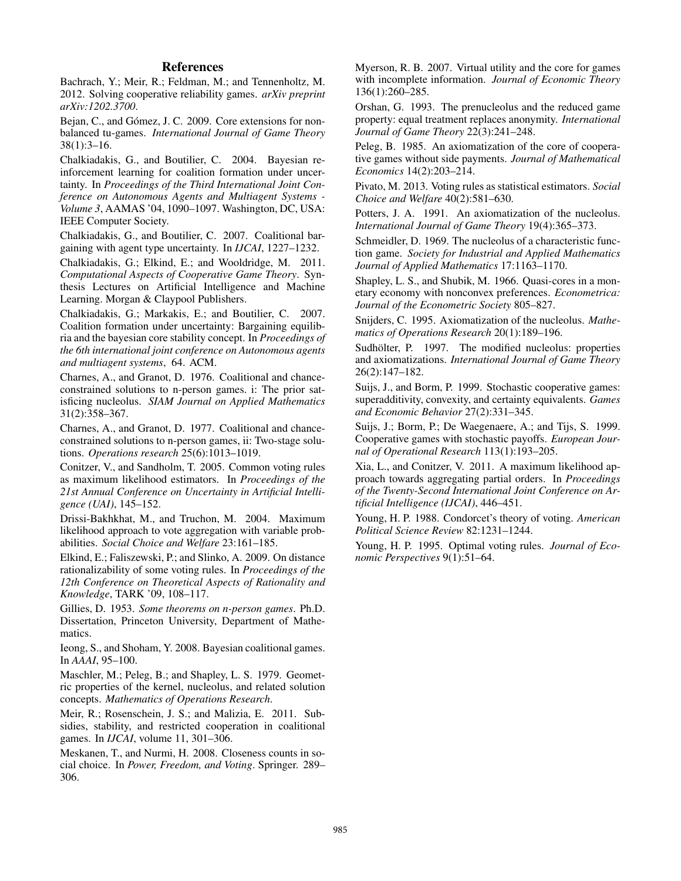## References

Bachrach, Y.; Meir, R.; Feldman, M.; and Tennenholtz, M. 2012. Solving cooperative reliability games. *arXiv preprint arXiv:1202.3700*.

Bejan, C., and Gómez, J. C. 2009. Core extensions for non-balanced tu-games. *International Journal of Game Theory* 38(1):3–16.

Chalkiadakis, G., and Boutilier, C. 2004. Bayesian reinforcement learning for coalition formation under uncertainty. In *Proceedings of the Third International Joint Conference on Autonomous Agents and Multiagent Systems - Volume 3*, AAMAS '04, 1090–1097. Washington, DC, USA: IEEE Computer Society.

Chalkiadakis, G., and Boutilier, C. 2007. Coalitional bargaining with agent type uncertainty. In *IJCAI*, 1227–1232.

Chalkiadakis, G.; Elkind, E.; and Wooldridge, M. 2011. *Computational Aspects of Cooperative Game Theory*. Synthesis Lectures on Artificial Intelligence and Machine Learning. Morgan & Claypool Publishers.

Chalkiadakis, G.; Markakis, E.; and Boutilier, C. 2007. Coalition formation under uncertainty: Bargaining equilibria and the bayesian core stability concept. In *Proceedings of the 6th international joint conference on Autonomous agents and multiagent systems*, 64. ACM.

Charnes, A., and Granot, D. 1976. Coalitional and chance-constrained solutions to n-person games. i: The prior satisficing nucleolus. *SIAM Journal on Applied Mathematics* 31(2):358–367.

Charnes, A., and Granot, D. 1977. Coalitional and chance-constrained solutions to n-person games, ii: Two-stage solutions. *Operations research* 25(6):1013–1019.

Conitzer, V., and Sandholm, T. 2005. Common voting rules as maximum likelihood estimators. In *Proceedings of the 21st Annual Conference on Uncertainty in Artificial Intelligence (UAI)*, 145–152.

Drissi-Bakhkhat, M., and Truchon, M. 2004. Maximum likelihood approach to vote aggregation with variable probabilities. *Social Choice and Welfare* 23:161–185.

Elkind, E.; Faliszewski, P.; and Slinko, A. 2009. On distance rationalizability of some voting rules. In *Proceedings of the 12th Conference on Theoretical Aspects of Rationality and Knowledge*, TARK '09, 108–117.

Gillies, D. 1953. *Some theorems on n-person games*. Ph.D. Dissertation, Princeton University, Department of Mathematics.

Ieong, S., and Shoham, Y. 2008. Bayesian coalitional games. In *AAAI*, 95–100.

Maschler, M.; Peleg, B.; and Shapley, L. S. 1979. Geometric properties of the kernel, nucleolus, and related solution concepts. *Mathematics of Operations Research*.

Meir, R.; Rosenschein, J. S.; and Malizia, E. 2011. Subsidies, stability, and restricted cooperation in coalitional games. In *IJCAI*, volume 11, 301–306.

Meskanen, T., and Nurmi, H. 2008. Closeness counts in social choice. In *Power, Freedom, and Voting*. Springer. 289–306.

Myerson, R. B. 2007. Virtual utility and the core for games with incomplete information. *Journal of Economic Theory* 136(1):260–285.

Orshan, G. 1993. The prenucleolus and the reduced game property: equal treatment replaces anonymity. *International Journal of Game Theory* 22(3):241–248.

Peleg, B. 1985. An axiomatization of the core of cooperative games without side payments. *Journal of Mathematical Economics* 14(2):203–214.

Pivato, M. 2013. Voting rules as statistical estimators. *Social Choice and Welfare* 40(2):581–630.

Potters, J. A. 1991. An axiomatization of the nucleolus. *International Journal of Game Theory* 19(4):365–373.

Schmeidler, D. 1969. The nucleolus of a characteristic function game. *Society for Industrial and Applied Mathematics Journal of Applied Mathematics* 17:1163–1170.

Shapley, L. S., and Shubik, M. 1966. Quasi-cores in a monetary economy with nonconvex preferences. *Econometrica: Journal of the Econometric Society* 805–827.

Snijders, C. 1995. Axiomatization of the nucleolus. *Mathematics of Operations Research* 20(1):189–196.

Sudhölter, P. 1997. The modified nucleolus: properties and axiomatizations. *International Journal of Game Theory* 26(2):147–182.

Suijs, J., and Borm, P. 1999. Stochastic cooperative games: superadditivity, convexity, and certainty equivalents. *Games and Economic Behavior* 27(2):331–345.

Suijs, J.; Borm, P.; De Waegenaere, A.; and Tijs, S. 1999. Cooperative games with stochastic payoffs. *European Journal of Operational Research* 113(1):193–205.

Xia, L., and Conitzer, V. 2011. A maximum likelihood approach towards aggregating partial orders. In *Proceedings of the Twenty-Second International Joint Conference on Artificial Intelligence (IJCAI)*, 446–451.

Young, H. P. 1988. Condorcet's theory of voting. *American Political Science Review* 82:1231–1244.

Young, H. P. 1995. Optimal voting rules. *Journal of Economic Perspectives* 9(1):51–64.